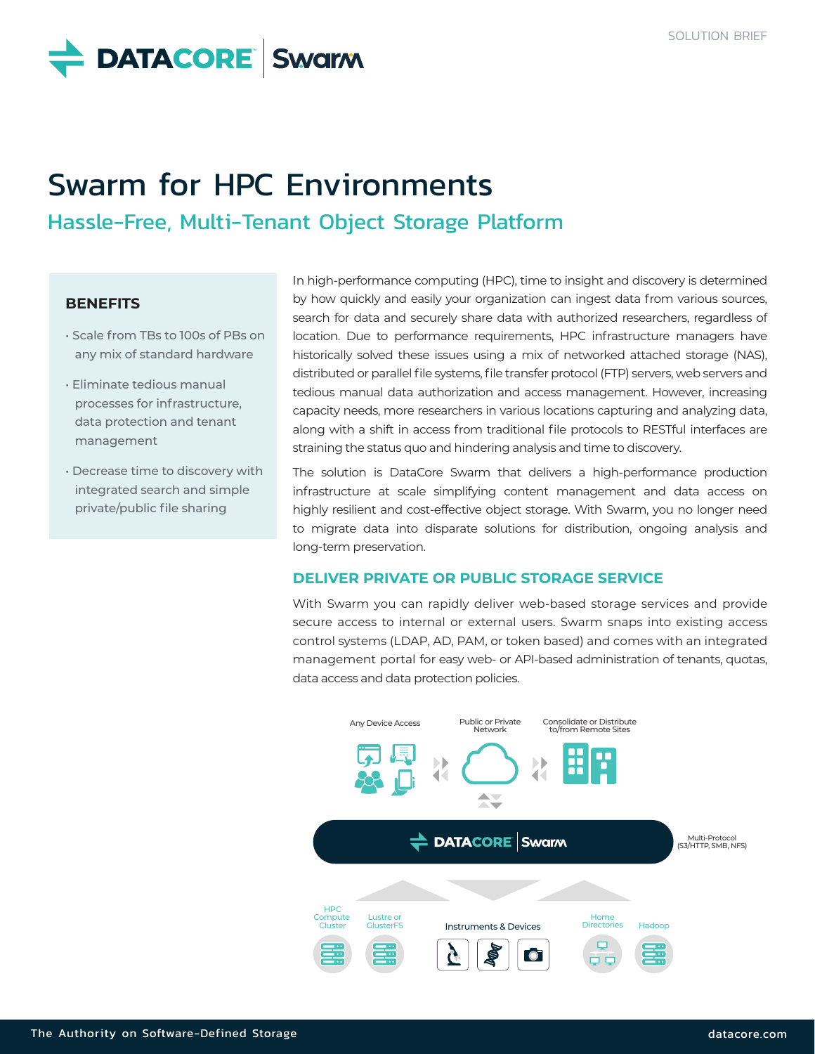SOLUTION BRIEF

# Swarm for HPC Environments

## Hassle-Free, Multi-Tenant Object Storage Platform

### BENEFITS

- Scale from TBs to 100s of PBs on any mix of standard hardware
- Eliminate tedious manual processes for infrastructure, data protection and tenant management
- Decrease time to discovery with integrated search and simple private/public file sharing

In high-performance computing (HPC), time to insight and discovery is determined by how quickly and easily your organization can ingest data from various sources, search for data and securely share data with authorized researchers, regardless of location. Due to performance requirements, HPC infrastructure managers have historically solved these issues using a mix of networked attached storage (NAS), distributed or parallel file systems, file transfer protocol (FTP) servers, web servers and tedious manual data authorization and access management. However, increasing capacity needs, more researchers in various locations capturing and analyzing data, along with a shift in access from traditional file protocols to RESTful interfaces are straining the status quo and hindering analysis and time to discovery.

The solution is DataCore Swarm that delivers a high-performance production infrastructure at scale simplifying content management and data access on highly resilient and cost-effective object storage. With Swarm, you no longer need to migrate data into disparate solutions for distribution, ongoing analysis and long-term preservation.

### DELIVER PRIVATE OR PUBLIC STORAGE SERVICE

With Swarm you can rapidly deliver web-based storage services and provide secure access to internal or external users. Swarm snaps into existing access control systems (LDAP, AD, PAM, or token based) and comes with an integrated management portal for easy web- or API-based administration of tenants, quotas, data access and data protection policies.

Any Device Access | Public or Private Network | Consolidate or Distribute to/from Remote Sites

DATACORE Swarm — Multi-Protocol (S3/HTTP, SMB, NFS)

HPC Compute Cluster | Lustre or GlusterFS | Instruments & Devices | Home Directories | Hadoop

The Authority on Software-Defined Storage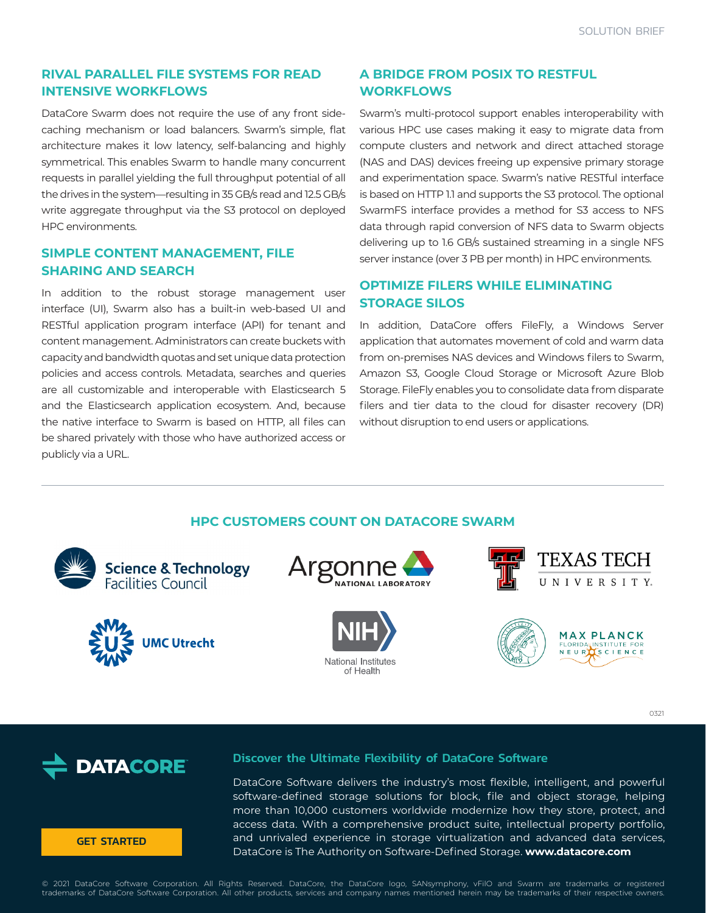## RIVAL PARALLEL FILE SYSTEMS FOR READ INTENSIVE WORKFLOWS

DataCore Swarm does not require the use of any front side-caching mechanism or load balancers. Swarm's simple, flat architecture makes it low latency, self-balancing and highly symmetrical. This enables Swarm to handle many concurrent requests in parallel yielding the full throughput potential of all the drives in the system—resulting in 35 GB/s read and 12.5 GB/s write aggregate throughput via the S3 protocol on deployed HPC environments.

## SIMPLE CONTENT MANAGEMENT, FILE SHARING AND SEARCH

In addition to the robust storage management user interface (UI), Swarm also has a built-in web-based UI and RESTful application program interface (API) for tenant and content management. Administrators can create buckets with capacity and bandwidth quotas and set unique data protection policies and access controls. Metadata, searches and queries are all customizable and interoperable with Elasticsearch 5 and the Elasticsearch application ecosystem. And, because the native interface to Swarm is based on HTTP, all files can be shared privately with those who have authorized access or publicly via a URL.

## A BRIDGE FROM POSIX TO RESTFUL WORKFLOWS

Swarm's multi-protocol support enables interoperability with various HPC use cases making it easy to migrate data from compute clusters and network and direct attached storage (NAS and DAS) devices freeing up expensive primary storage and experimentation space. Swarm's native RESTful interface is based on HTTP 1.1 and supports the S3 protocol. The optional SwarmFS interface provides a method for S3 access to NFS data through rapid conversion of NFS data to Swarm objects delivering up to 1.6 GB/s sustained streaming in a single NFS server instance (over 3 PB per month) in HPC environments.

## OPTIMIZE FILERS WHILE ELIMINATING STORAGE SILOS

In addition, DataCore offers FileFly, a Windows Server application that automates movement of cold and warm data from on-premises NAS devices and Windows filers to Swarm, Amazon S3, Google Cloud Storage or Microsoft Azure Blob Storage. FileFly enables you to consolidate data from disparate filers and tier data to the cloud for disaster recovery (DR) without disruption to end users or applications.

## HPC CUSTOMERS COUNT ON DATACORE SWARM

Science & Technology Facilities Council

Argonne National Laboratory

Texas Tech University

UMC Utrecht

NIH National Institutes of Health

Max Planck Florida Institute for Neuroscience

0321

DATACORE

### Discover the Ultimate Flexibility of DataCore Software

DataCore Software delivers the industry's most flexible, intelligent, and powerful software-defined storage solutions for block, file and object storage, helping more than 10,000 customers worldwide modernize how they store, protect, and access data. With a comprehensive product suite, intellectual property portfolio, and unrivaled experience in storage virtualization and advanced data services, DataCore is The Authority on Software-Defined Storage. **www.datacore.com**

GET STARTED

© 2021 DataCore Software Corporation. All Rights Reserved. DataCore, the DataCore logo, SANsymphony, vFilO and Swarm are trademarks or registered trademarks of DataCore Software Corporation. All other products, services and company names mentioned herein may be trademarks of their respective owners.